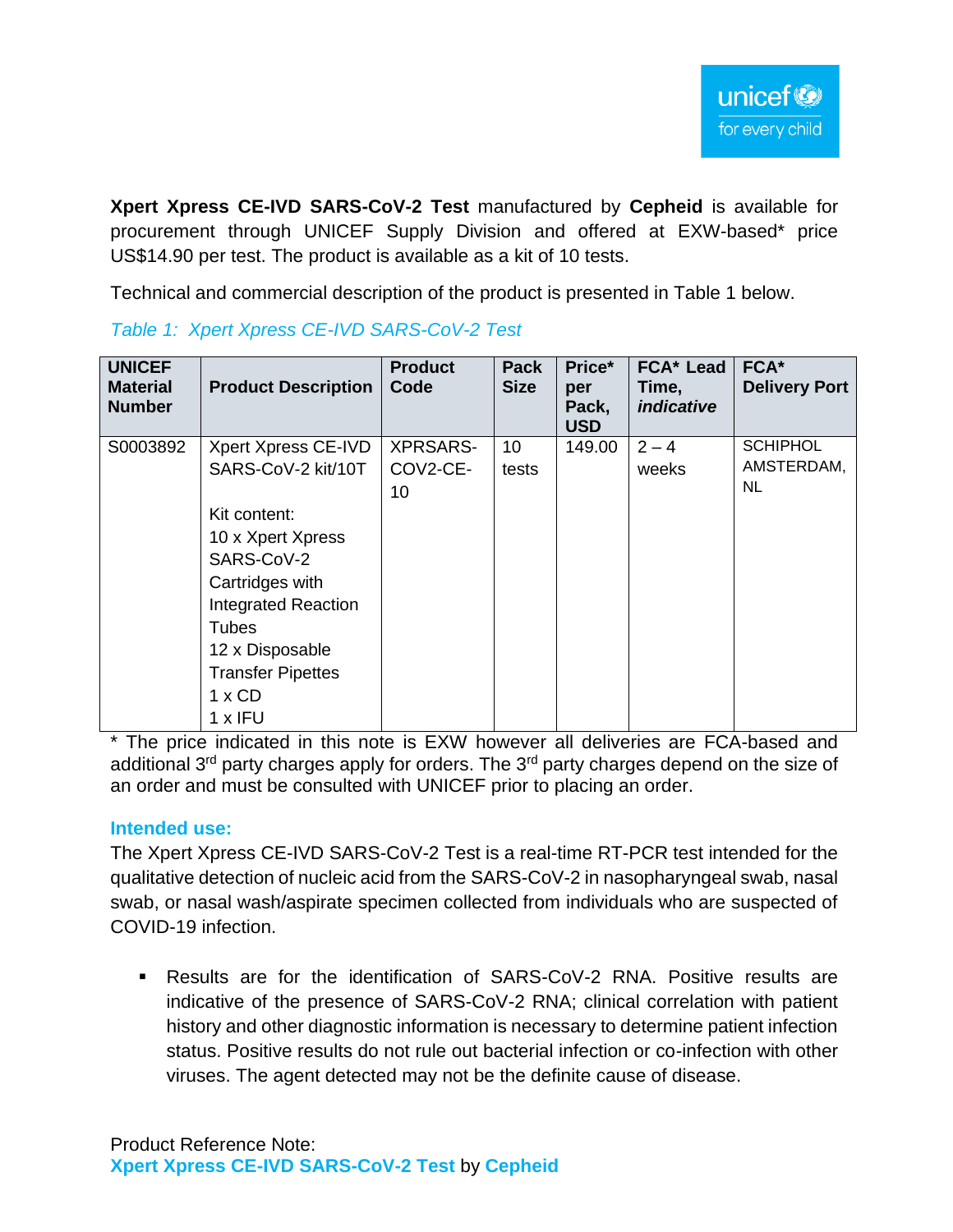**Xpert Xpress CE-IVD SARS-CoV-2 Test** manufactured by **Cepheid** is available for procurement through UNICEF Supply Division and offered at EXW-based* price US$14.90 per test. The product is available as a kit of 10 tests.

Technical and commercial description of the product is presented in Table 1 below.

*Table 1: Xpert Xpress CE-IVD SARS-CoV-2 Test*

| UNICEF Material Number | Product Description | Product Code | Pack Size | Price* per Pack, USD | FCA* Lead Time, *indicative* | FCA* Delivery Port |
|---|---|---|---|---|---|---|
| S0003892 | Xpert Xpress CE-IVD SARS-CoV-2 kit/10T<br><br>Kit content:<br>10 x Xpert Xpress SARS-CoV-2 Cartridges with Integrated Reaction Tubes<br>12 x Disposable Transfer Pipettes<br>1 x CD<br>1 x IFU | XPRSARS-COV2-CE-10 | 10 tests | 149.00 | 2 – 4 weeks | SCHIPHOL AMSTERDAM, NL |

* The price indicated in this note is EXW however all deliveries are FCA-based and additional 3rd party charges apply for orders. The 3rd party charges depend on the size of an order and must be consulted with UNICEF prior to placing an order.

**Intended use:**

The Xpert Xpress CE-IVD SARS-CoV-2 Test is a real-time RT-PCR test intended for the qualitative detection of nucleic acid from the SARS-CoV-2 in nasopharyngeal swab, nasal swab, or nasal wash/aspirate specimen collected from individuals who are suspected of COVID-19 infection.

- Results are for the identification of SARS-CoV-2 RNA. Positive results are indicative of the presence of SARS-CoV-2 RNA; clinical correlation with patient history and other diagnostic information is necessary to determine patient infection status. Positive results do not rule out bacterial infection or co-infection with other viruses. The agent detected may not be the definite cause of disease.

Product Reference Note:
**Xpert Xpress CE-IVD SARS-CoV-2 Test** by **Cepheid**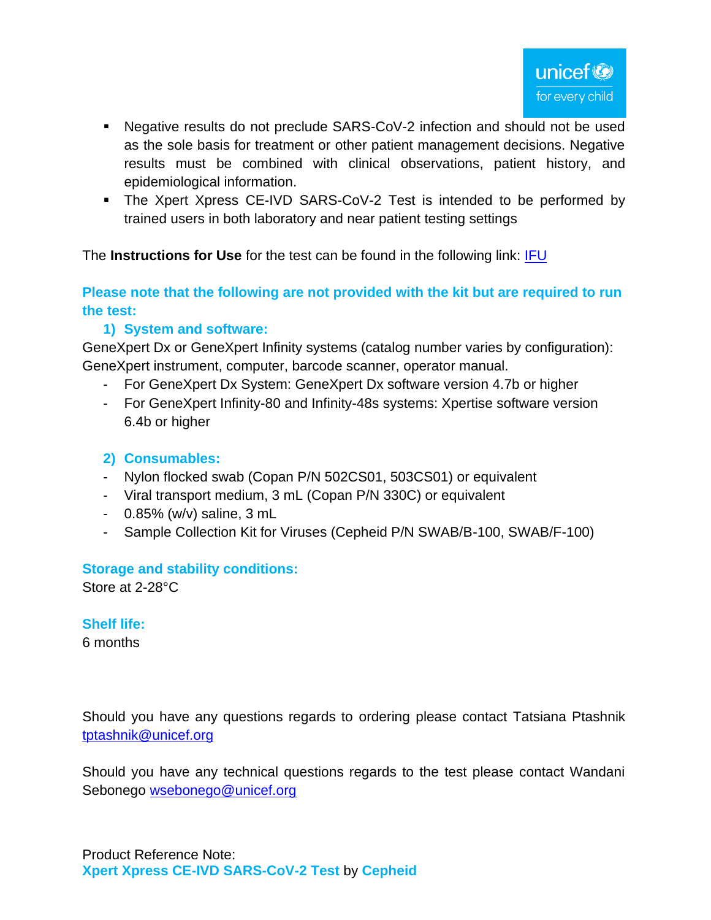- Negative results do not preclude SARS-CoV-2 infection and should not be used as the sole basis for treatment or other patient management decisions. Negative results must be combined with clinical observations, patient history, and epidemiological information.
- The Xpert Xpress CE-IVD SARS-CoV-2 Test is intended to be performed by trained users in both laboratory and near patient testing settings

The **Instructions for Use** for the test can be found in the following link: IFU

**Please note that the following are not provided with the kit but are required to run the test:**

1) **System and software:**

GeneXpert Dx or GeneXpert Infinity systems (catalog number varies by configuration): GeneXpert instrument, computer, barcode scanner, operator manual.

- For GeneXpert Dx System: GeneXpert Dx software version 4.7b or higher
- For GeneXpert Infinity-80 and Infinity-48s systems: Xpertise software version 6.4b or higher

2) **Consumables:**

- Nylon flocked swab (Copan P/N 502CS01, 503CS01) or equivalent
- Viral transport medium, 3 mL (Copan P/N 330C) or equivalent
- 0.85% (w/v) saline, 3 mL
- Sample Collection Kit for Viruses (Cepheid P/N SWAB/B-100, SWAB/F-100)

**Storage and stability conditions:**

Store at 2-28°C

**Shelf life:**

6 months

Should you have any questions regards to ordering please contact Tatsiana Ptashnik tptashnik@unicef.org

Should you have any technical questions regards to the test please contact Wandani Sebonego wsebonego@unicef.org

Product Reference Note:
**Xpert Xpress CE-IVD SARS-CoV-2 Test** by **Cepheid**